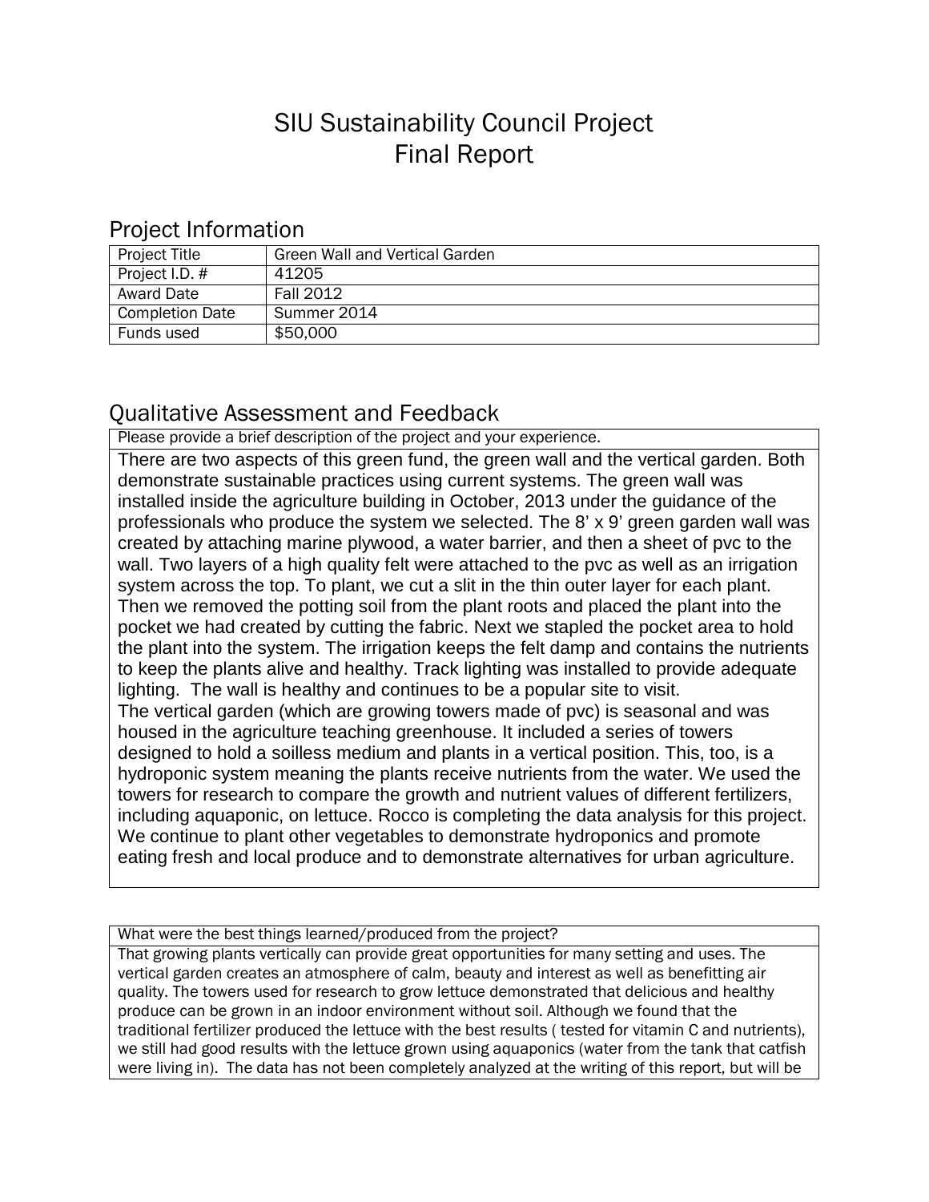# SIU Sustainability Council Project
# Final Report

## Project Information

| Project Title | Green Wall and Vertical Garden |
|---|---|
| Project I.D. # | 41205 |
| Award Date | Fall 2012 |
| Completion Date | Summer 2014 |
| Funds used | $50,000 |

## Qualitative Assessment and Feedback

Please provide a brief description of the project and your experience.

There are two aspects of this green fund, the green wall and the vertical garden. Both demonstrate sustainable practices using current systems. The green wall was installed inside the agriculture building in October, 2013 under the guidance of the professionals who produce the system we selected. The 8' x 9' green garden wall was created by attaching marine plywood, a water barrier, and then a sheet of pvc to the wall. Two layers of a high quality felt were attached to the pvc as well as an irrigation system across the top. To plant, we cut a slit in the thin outer layer for each plant. Then we removed the potting soil from the plant roots and placed the plant into the pocket we had created by cutting the fabric. Next we stapled the pocket area to hold the plant into the system. The irrigation keeps the felt damp and contains the nutrients to keep the plants alive and healthy. Track lighting was installed to provide adequate lighting. The wall is healthy and continues to be a popular site to visit.
The vertical garden (which are growing towers made of pvc) is seasonal and was housed in the agriculture teaching greenhouse. It included a series of towers designed to hold a soilless medium and plants in a vertical position. This, too, is a hydroponic system meaning the plants receive nutrients from the water. We used the towers for research to compare the growth and nutrient values of different fertilizers, including aquaponic, on lettuce. Rocco is completing the data analysis for this project. We continue to plant other vegetables to demonstrate hydroponics and promote eating fresh and local produce and to demonstrate alternatives for urban agriculture.

What were the best things learned/produced from the project?

That growing plants vertically can provide great opportunities for many setting and uses. The vertical garden creates an atmosphere of calm, beauty and interest as well as benefitting air quality. The towers used for research to grow lettuce demonstrated that delicious and healthy produce can be grown in an indoor environment without soil. Although we found that the traditional fertilizer produced the lettuce with the best results ( tested for vitamin C and nutrients), we still had good results with the lettuce grown using aquaponics (water from the tank that catfish were living in). The data has not been completely analyzed at the writing of this report, but will be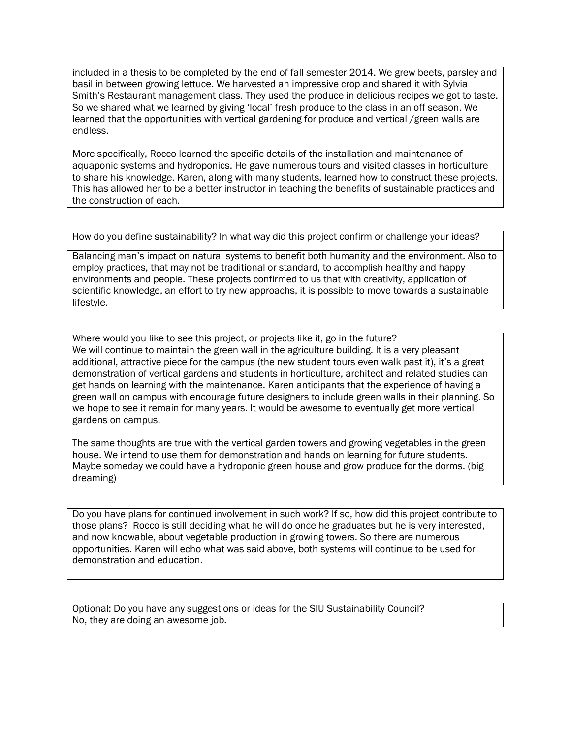included in a thesis to be completed by the end of fall semester 2014. We grew beets, parsley and basil in between growing lettuce. We harvested an impressive crop and shared it with Sylvia Smith's Restaurant management class. They used the produce in delicious recipes we got to taste. So we shared what we learned by giving 'local' fresh produce to the class in an off season. We learned that the opportunities with vertical gardening for produce and vertical /green walls are endless.

More specifically, Rocco learned the specific details of the installation and maintenance of aquaponic systems and hydroponics. He gave numerous tours and visited classes in horticulture to share his knowledge. Karen, along with many students, learned how to construct these projects. This has allowed her to be a better instructor in teaching the benefits of sustainable practices and the construction of each.

| How do you define sustainability? In what way did this project confirm or challenge your ideas? |
|---|
| Balancing man's impact on natural systems to benefit both humanity and the environment. Also to employ practices, that may not be traditional or standard, to accomplish healthy and happy environments and people. These projects confirmed to us that with creativity, application of scientific knowledge, an effort to try new approachs, it is possible to move towards a sustainable lifestyle. |

| Where would you like to see this project, or projects like it, go in the future? |
|---|
| We will continue to maintain the green wall in the agriculture building. It is a very pleasant additional, attractive piece for the campus (the new student tours even walk past it), it's a great demonstration of vertical gardens and students in horticulture, architect and related studies can get hands on learning with the maintenance. Karen anticipants that the experience of having a green wall on campus with encourage future designers to include green walls in their planning. So we hope to see it remain for many years. It would be awesome to eventually get more vertical gardens on campus.<br><br>The same thoughts are true with the vertical garden towers and growing vegetables in the green house. We intend to use them for demonstration and hands on learning for future students. Maybe someday we could have a hydroponic green house and grow produce for the dorms. (big dreaming) |

| Do you have plans for continued involvement in such work? If so, how did this project contribute to those plans? Rocco is still deciding what he will do once he graduates but he is very interested, and now knowable, about vegetable production in growing towers. So there are numerous opportunities. Karen will echo what was said above, both systems will continue to be used for demonstration and education. |
|---|
| |

| Optional: Do you have any suggestions or ideas for the SIU Sustainability Council? |
|---|
| No, they are doing an awesome job. |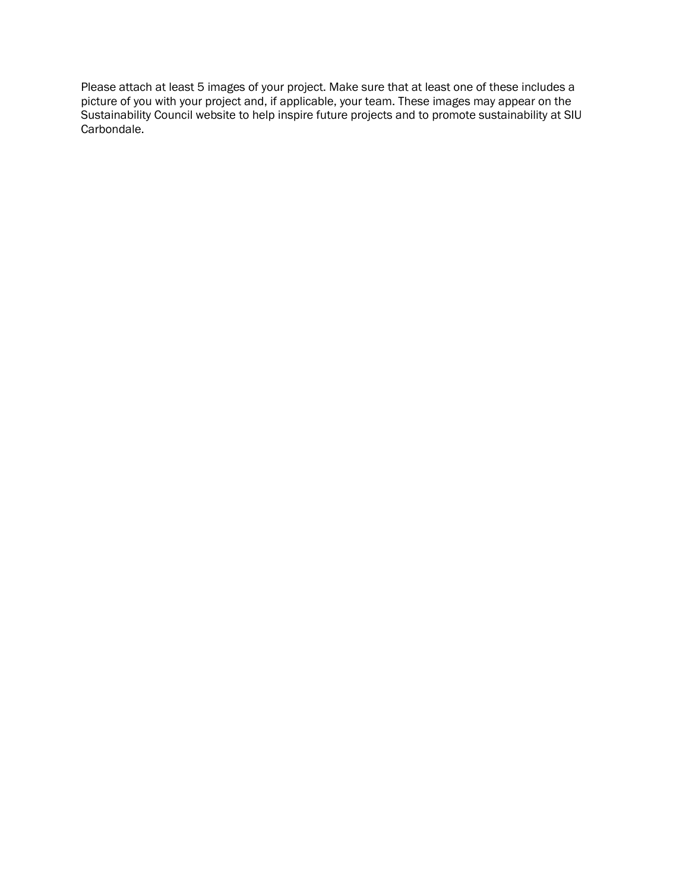Please attach at least 5 images of your project. Make sure that at least one of these includes a picture of you with your project and, if applicable, your team. These images may appear on the Sustainability Council website to help inspire future projects and to promote sustainability at SIU Carbondale.